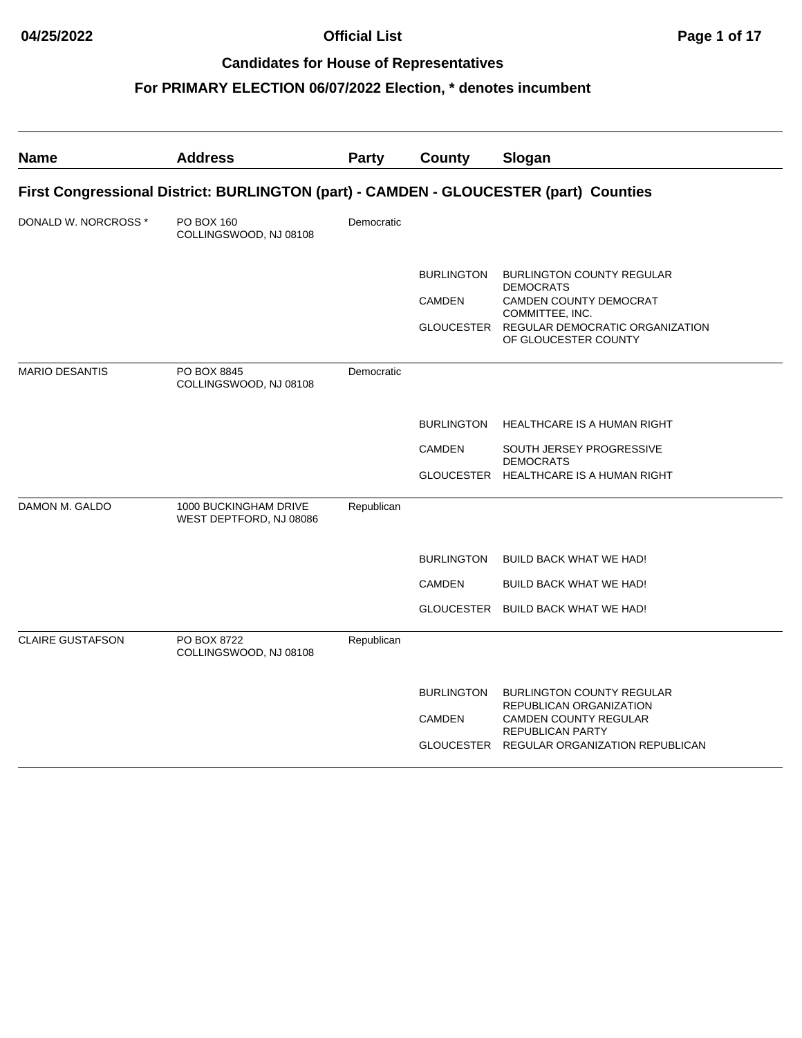# Official List

## Candidates for House of Representatives

## For PRIMARY ELECTION 06/07/2022 Election, * denotes incumbent

04/25/2022

| Name | Address | Party | County | Slogan |
|---|---|---|---|---|
| **First Congressional District: BURLINGTON (part) - CAMDEN - GLOUCESTER (part) Counties** | | | | |
| DONALD W. NORCROSS * | PO BOX 160 COLLINGSWOOD, NJ 08108 | Democratic | | |
| | | | BURLINGTON | BURLINGTON COUNTY REGULAR DEMOCRATS |
| | | | CAMDEN | CAMDEN COUNTY DEMOCRAT COMMITTEE, INC. |
| | | | GLOUCESTER | REGULAR DEMOCRATIC ORGANIZATION OF GLOUCESTER COUNTY |
| MARIO DESANTIS | PO BOX 8845 COLLINGSWOOD, NJ 08108 | Democratic | | |
| | | | BURLINGTON | HEALTHCARE IS A HUMAN RIGHT |
| | | | CAMDEN | SOUTH JERSEY PROGRESSIVE DEMOCRATS |
| | | | GLOUCESTER | HEALTHCARE IS A HUMAN RIGHT |
| DAMON M. GALDO | 1000 BUCKINGHAM DRIVE WEST DEPTFORD, NJ 08086 | Republican | | |
| | | | BURLINGTON | BUILD BACK WHAT WE HAD! |
| | | | CAMDEN | BUILD BACK WHAT WE HAD! |
| | | | GLOUCESTER | BUILD BACK WHAT WE HAD! |
| CLAIRE GUSTAFSON | PO BOX 8722 COLLINGSWOOD, NJ 08108 | Republican | | |
| | | | BURLINGTON | BURLINGTON COUNTY REGULAR REPUBLICAN ORGANIZATION |
| | | | CAMDEN | CAMDEN COUNTY REGULAR REPUBLICAN PARTY |
| | | | GLOUCESTER | REGULAR ORGANIZATION REPUBLICAN |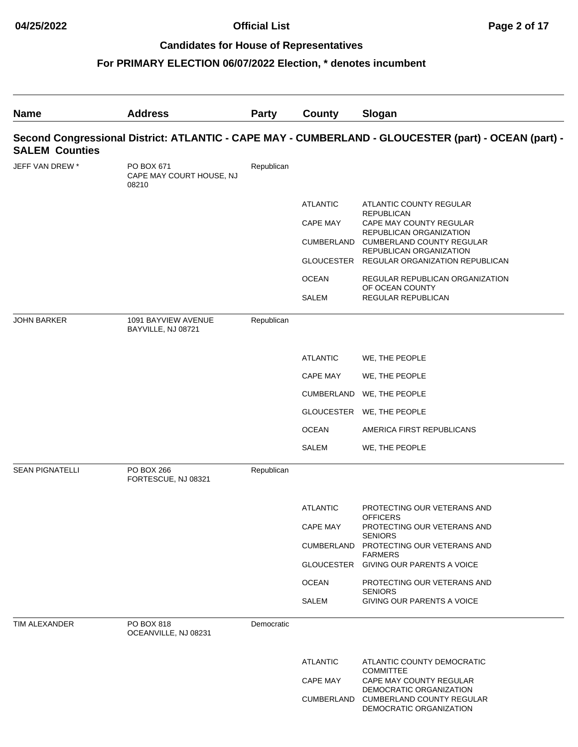# Official List

## Candidates for House of Representatives

## For PRIMARY ELECTION 06/07/2022 Election, * denotes incumbent

| Name | Address | Party | County | Slogan |
|---|---|---|---|---|
| **Second Congressional District: ATLANTIC - CAPE MAY - CUMBERLAND - GLOUCESTER (part) - OCEAN (part) - SALEM Counties** | | | | |
| JEFF VAN DREW * | PO BOX 671 CAPE MAY COURT HOUSE, NJ 08210 | Republican | | |
| | | | ATLANTIC | ATLANTIC COUNTY REGULAR REPUBLICAN |
| | | | CAPE MAY | CAPE MAY COUNTY REGULAR REPUBLICAN ORGANIZATION |
| | | | CUMBERLAND | CUMBERLAND COUNTY REGULAR REPUBLICAN ORGANIZATION |
| | | | GLOUCESTER | REGULAR ORGANIZATION REPUBLICAN |
| | | | OCEAN | REGULAR REPUBLICAN ORGANIZATION OF OCEAN COUNTY |
| | | | SALEM | REGULAR REPUBLICAN |
| JOHN BARKER | 1091 BAYVIEW AVENUE BAYVILLE, NJ 08721 | Republican | | |
| | | | ATLANTIC | WE, THE PEOPLE |
| | | | CAPE MAY | WE, THE PEOPLE |
| | | | CUMBERLAND | WE, THE PEOPLE |
| | | | GLOUCESTER | WE, THE PEOPLE |
| | | | OCEAN | AMERICA FIRST REPUBLICANS |
| | | | SALEM | WE, THE PEOPLE |
| SEAN PIGNATELLI | PO BOX 266 FORTESCUE, NJ 08321 | Republican | | |
| | | | ATLANTIC | PROTECTING OUR VETERANS AND OFFICERS |
| | | | CAPE MAY | PROTECTING OUR VETERANS AND SENIORS |
| | | | CUMBERLAND | PROTECTING OUR VETERANS AND FARMERS |
| | | | GLOUCESTER | GIVING OUR PARENTS A VOICE |
| | | | OCEAN | PROTECTING OUR VETERANS AND SENIORS |
| | | | SALEM | GIVING OUR PARENTS A VOICE |
| TIM ALEXANDER | PO BOX 818 OCEANVILLE, NJ 08231 | Democratic | | |
| | | | ATLANTIC | ATLANTIC COUNTY DEMOCRATIC COMMITTEE |
| | | | CAPE MAY | CAPE MAY COUNTY REGULAR DEMOCRATIC ORGANIZATION |
| | | | CUMBERLAND | CUMBERLAND COUNTY REGULAR DEMOCRATIC ORGANIZATION |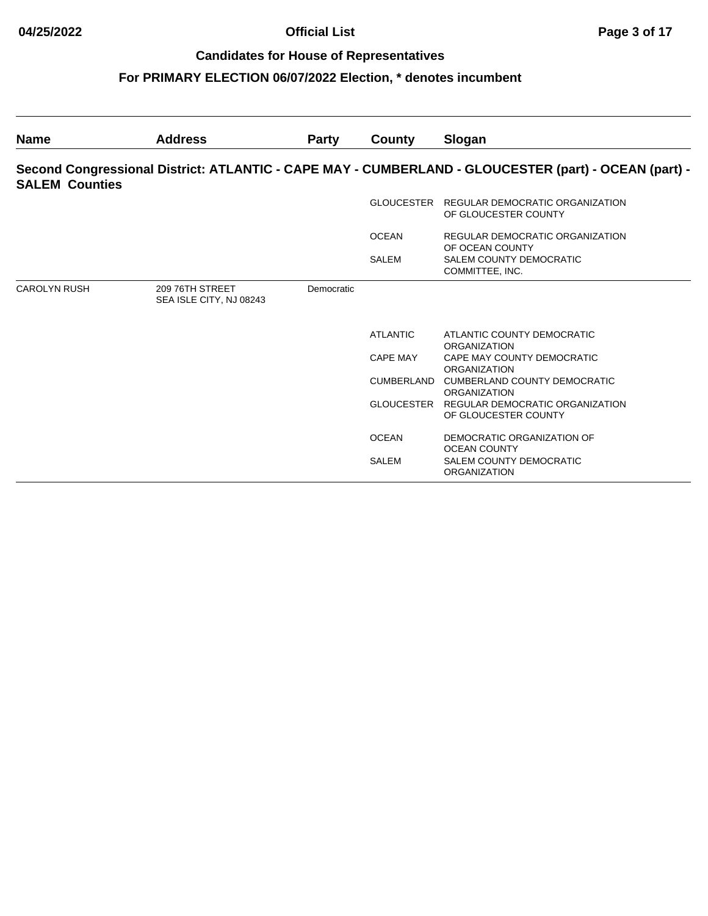# Candidates for House of Representatives

## For PRIMARY ELECTION 06/07/2022 Election, * denotes incumbent

| Name | Address | Party | County | Slogan |
|---|---|---|---|---|
| **Second Congressional District: ATLANTIC - CAPE MAY - CUMBERLAND - GLOUCESTER (part) - OCEAN (part) - SALEM Counties** | | | | |
| | | | GLOUCESTER | REGULAR DEMOCRATIC ORGANIZATION OF GLOUCESTER COUNTY |
| | | | OCEAN | REGULAR DEMOCRATIC ORGANIZATION OF OCEAN COUNTY |
| | | | SALEM | SALEM COUNTY DEMOCRATIC COMMITTEE, INC. |
| CAROLYN RUSH | 209 76TH STREET SEA ISLE CITY, NJ 08243 | Democratic | | |
| | | | ATLANTIC | ATLANTIC COUNTY DEMOCRATIC ORGANIZATION |
| | | | CAPE MAY | CAPE MAY COUNTY DEMOCRATIC ORGANIZATION |
| | | | CUMBERLAND | CUMBERLAND COUNTY DEMOCRATIC ORGANIZATION |
| | | | GLOUCESTER | REGULAR DEMOCRATIC ORGANIZATION OF GLOUCESTER COUNTY |
| | | | OCEAN | DEMOCRATIC ORGANIZATION OF OCEAN COUNTY |
| | | | SALEM | SALEM COUNTY DEMOCRATIC ORGANIZATION |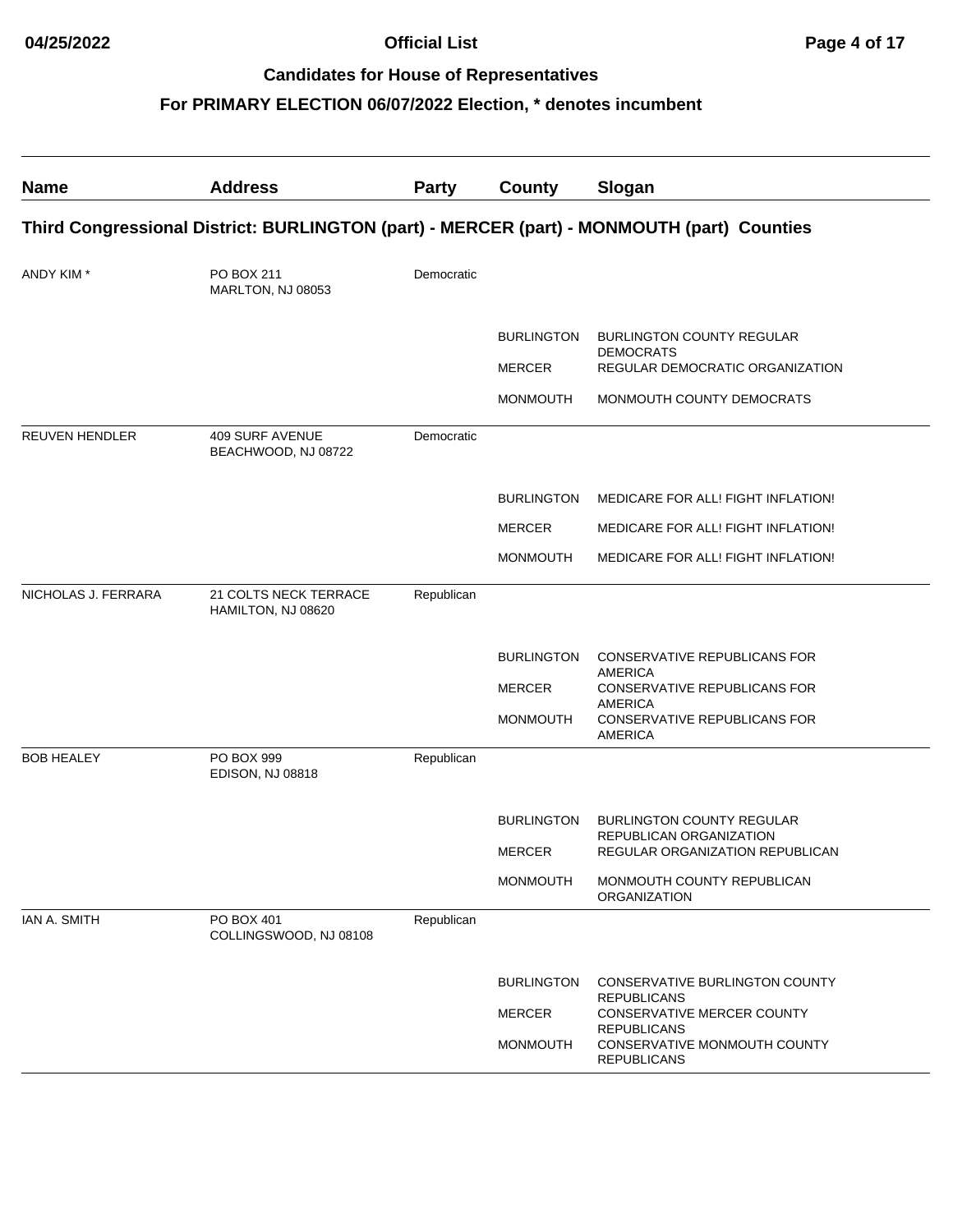# Official List

## Candidates for House of Representatives

## For PRIMARY ELECTION 06/07/2022 Election, * denotes incumbent

| Name | Address | Party | County | Slogan |
|---|---|---|---|---|

### Third Congressional District: BURLINGTON (part) - MERCER (part) - MONMOUTH (part) Counties

| Name | Address | Party | County | Slogan |
|---|---|---|---|---|
| ANDY KIM * | PO BOX 211 MARLTON, NJ 08053 | Democratic | | |
| | | | BURLINGTON | BURLINGTON COUNTY REGULAR DEMOCRATS |
| | | | MERCER | REGULAR DEMOCRATIC ORGANIZATION |
| | | | MONMOUTH | MONMOUTH COUNTY DEMOCRATS |
| REUVEN HENDLER | 409 SURF AVENUE BEACHWOOD, NJ 08722 | Democratic | | |
| | | | BURLINGTON | MEDICARE FOR ALL! FIGHT INFLATION! |
| | | | MERCER | MEDICARE FOR ALL! FIGHT INFLATION! |
| | | | MONMOUTH | MEDICARE FOR ALL! FIGHT INFLATION! |
| NICHOLAS J. FERRARA | 21 COLTS NECK TERRACE HAMILTON, NJ 08620 | Republican | | |
| | | | BURLINGTON | CONSERVATIVE REPUBLICANS FOR AMERICA |
| | | | MERCER | CONSERVATIVE REPUBLICANS FOR AMERICA |
| | | | MONMOUTH | CONSERVATIVE REPUBLICANS FOR AMERICA |
| BOB HEALEY | PO BOX 999 EDISON, NJ 08818 | Republican | | |
| | | | BURLINGTON | BURLINGTON COUNTY REGULAR REPUBLICAN ORGANIZATION |
| | | | MERCER | REGULAR ORGANIZATION REPUBLICAN |
| | | | MONMOUTH | MONMOUTH COUNTY REPUBLICAN ORGANIZATION |
| IAN A. SMITH | PO BOX 401 COLLINGSWOOD, NJ 08108 | Republican | | |
| | | | BURLINGTON | CONSERVATIVE BURLINGTON COUNTY REPUBLICANS |
| | | | MERCER | CONSERVATIVE MERCER COUNTY REPUBLICANS |
| | | | MONMOUTH | CONSERVATIVE MONMOUTH COUNTY REPUBLICANS |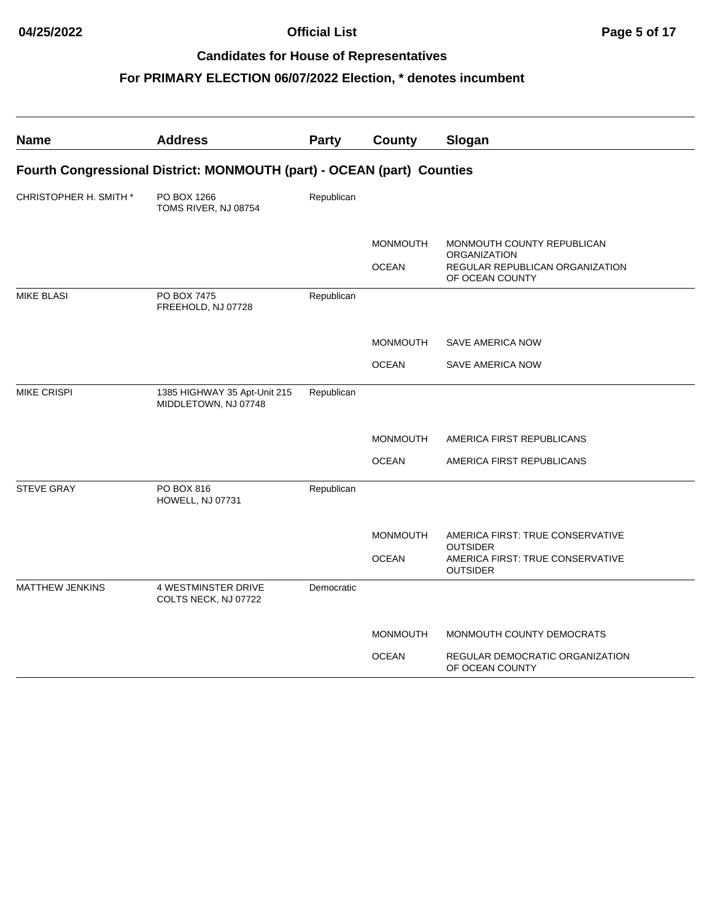# Official List

## Candidates for House of Representatives

## For PRIMARY ELECTION 06/07/2022 Election, * denotes incumbent

### Fourth Congressional District: MONMOUTH (part) - OCEAN (part) Counties

| Name | Address | Party | County | Slogan |
|---|---|---|---|---|
| CHRISTOPHER H. SMITH * | PO BOX 1266<br>TOMS RIVER, NJ 08754 | Republican | | |
| | | | MONMOUTH | MONMOUTH COUNTY REPUBLICAN ORGANIZATION |
| | | | OCEAN | REGULAR REPUBLICAN ORGANIZATION OF OCEAN COUNTY |
| MIKE BLASI | PO BOX 7475<br>FREEHOLD, NJ 07728 | Republican | | |
| | | | MONMOUTH | SAVE AMERICA NOW |
| | | | OCEAN | SAVE AMERICA NOW |
| MIKE CRISPI | 1385 HIGHWAY 35 Apt-Unit 215<br>MIDDLETOWN, NJ 07748 | Republican | | |
| | | | MONMOUTH | AMERICA FIRST REPUBLICANS |
| | | | OCEAN | AMERICA FIRST REPUBLICANS |
| STEVE GRAY | PO BOX 816<br>HOWELL, NJ 07731 | Republican | | |
| | | | MONMOUTH | AMERICA FIRST: TRUE CONSERVATIVE OUTSIDER |
| | | | OCEAN | AMERICA FIRST: TRUE CONSERVATIVE OUTSIDER |
| MATTHEW JENKINS | 4 WESTMINSTER DRIVE<br>COLTS NECK, NJ 07722 | Democratic | | |
| | | | MONMOUTH | MONMOUTH COUNTY DEMOCRATS |
| | | | OCEAN | REGULAR DEMOCRATIC ORGANIZATION OF OCEAN COUNTY |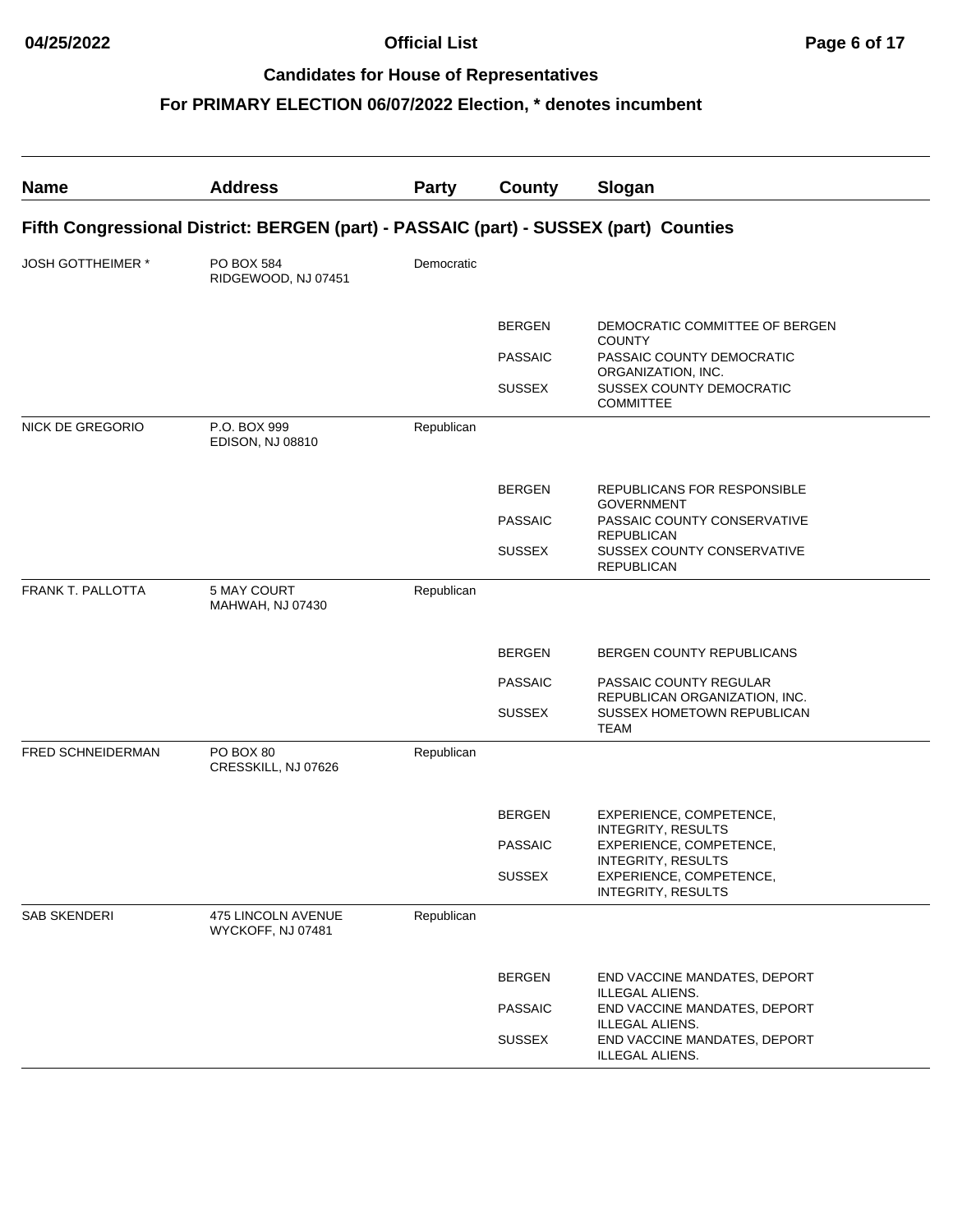# Official List

## Candidates for House of Representatives

## For PRIMARY ELECTION 06/07/2022 Election, * denotes incumbent

| Name | Address | Party | County | Slogan |
|---|---|---|---|---|
| **Fifth Congressional District: BERGEN (part) - PASSAIC (part) - SUSSEX (part) Counties** | | | | |
| JOSH GOTTHEIMER * | PO BOX 584<br>RIDGEWOOD, NJ 07451 | Democratic | | |
| | | | BERGEN | DEMOCRATIC COMMITTEE OF BERGEN COUNTY |
| | | | PASSAIC | PASSAIC COUNTY DEMOCRATIC ORGANIZATION, INC. |
| | | | SUSSEX | SUSSEX COUNTY DEMOCRATIC COMMITTEE |
| NICK DE GREGORIO | P.O. BOX 999<br>EDISON, NJ 08810 | Republican | | |
| | | | BERGEN | REPUBLICANS FOR RESPONSIBLE GOVERNMENT |
| | | | PASSAIC | PASSAIC COUNTY CONSERVATIVE REPUBLICAN |
| | | | SUSSEX | SUSSEX COUNTY CONSERVATIVE REPUBLICAN |
| FRANK T. PALLOTTA | 5 MAY COURT<br>MAHWAH, NJ 07430 | Republican | | |
| | | | BERGEN | BERGEN COUNTY REPUBLICANS |
| | | | PASSAIC | PASSAIC COUNTY REGULAR REPUBLICAN ORGANIZATION, INC. |
| | | | SUSSEX | SUSSEX HOMETOWN REPUBLICAN TEAM |
| FRED SCHNEIDERMAN | PO BOX 80<br>CRESSKILL, NJ 07626 | Republican | | |
| | | | BERGEN | EXPERIENCE, COMPETENCE, INTEGRITY, RESULTS |
| | | | PASSAIC | EXPERIENCE, COMPETENCE, INTEGRITY, RESULTS |
| | | | SUSSEX | EXPERIENCE, COMPETENCE, INTEGRITY, RESULTS |
| SAB SKENDERI | 475 LINCOLN AVENUE<br>WYCKOFF, NJ 07481 | Republican | | |
| | | | BERGEN | END VACCINE MANDATES, DEPORT ILLEGAL ALIENS. |
| | | | PASSAIC | END VACCINE MANDATES, DEPORT ILLEGAL ALIENS. |
| | | | SUSSEX | END VACCINE MANDATES, DEPORT ILLEGAL ALIENS. |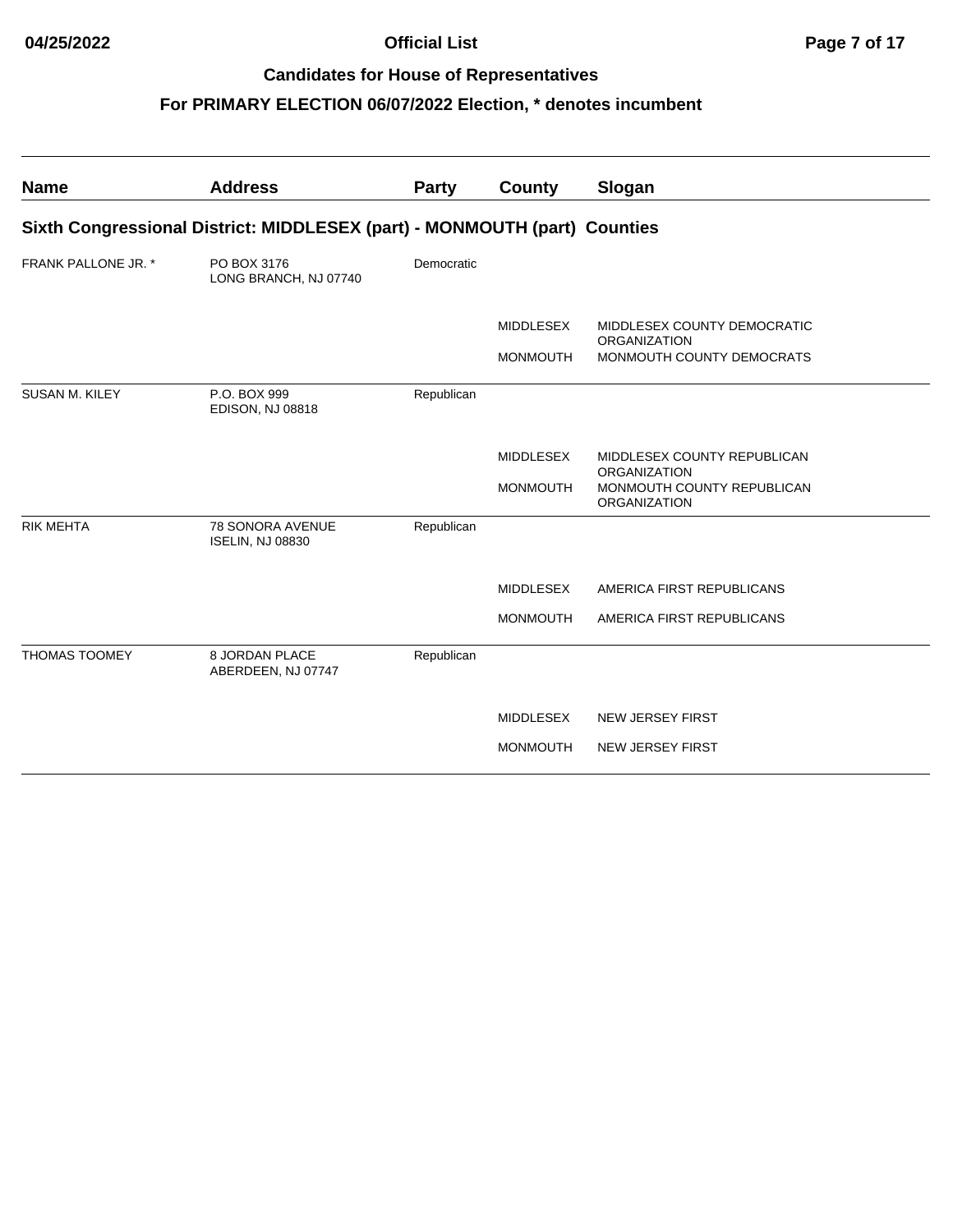# Official List

## Candidates for House of Representatives

## For PRIMARY ELECTION 06/07/2022 Election, * denotes incumbent

| Name | Address | Party | County | Slogan |
|---|---|---|---|---|
| **Sixth Congressional District: MIDDLESEX (part) - MONMOUTH (part) Counties** | | | | |
| FRANK PALLONE JR. * | PO BOX 3176<br>LONG BRANCH, NJ 07740 | Democratic | | |
| | | | MIDDLESEX | MIDDLESEX COUNTY DEMOCRATIC ORGANIZATION |
| | | | MONMOUTH | MONMOUTH COUNTY DEMOCRATS |
| SUSAN M. KILEY | P.O. BOX 999<br>EDISON, NJ 08818 | Republican | | |
| | | | MIDDLESEX | MIDDLESEX COUNTY REPUBLICAN ORGANIZATION |
| | | | MONMOUTH | MONMOUTH COUNTY REPUBLICAN ORGANIZATION |
| RIK MEHTA | 78 SONORA AVENUE<br>ISELIN, NJ 08830 | Republican | | |
| | | | MIDDLESEX | AMERICA FIRST REPUBLICANS |
| | | | MONMOUTH | AMERICA FIRST REPUBLICANS |
| THOMAS TOOMEY | 8 JORDAN PLACE<br>ABERDEEN, NJ 07747 | Republican | | |
| | | | MIDDLESEX | NEW JERSEY FIRST |
| | | | MONMOUTH | NEW JERSEY FIRST |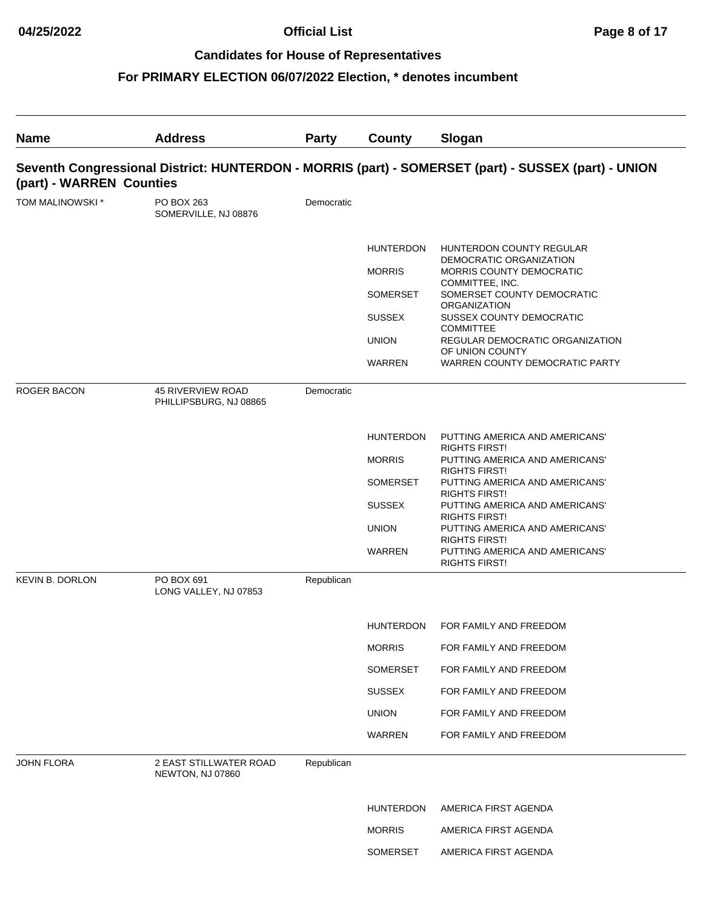## Official List

## Candidates for House of Representatives

## For PRIMARY ELECTION 06/07/2022 Election, * denotes incumbent

| Name | Address | Party | County | Slogan |
|---|---|---|---|---|

### Seventh Congressional District: HUNTERDON - MORRIS (part) - SOMERSET (part) - SUSSEX (part) - UNION (part) - WARREN Counties

| Name | Address | Party | County | Slogan |
|---|---|---|---|---|
| TOM MALINOWSKI * | PO BOX 263<br>SOMERVILLE, NJ 08876 | Democratic | | |
| | | | HUNTERDON | HUNTERDON COUNTY REGULAR DEMOCRATIC ORGANIZATION |
| | | | MORRIS | MORRIS COUNTY DEMOCRATIC COMMITTEE, INC. |
| | | | SOMERSET | SOMERSET COUNTY DEMOCRATIC ORGANIZATION |
| | | | SUSSEX | SUSSEX COUNTY DEMOCRATIC COMMITTEE |
| | | | UNION | REGULAR DEMOCRATIC ORGANIZATION OF UNION COUNTY |
| | | | WARREN | WARREN COUNTY DEMOCRATIC PARTY |
| ROGER BACON | 45 RIVERVIEW ROAD<br>PHILLIPSBURG, NJ 08865 | Democratic | | |
| | | | HUNTERDON | PUTTING AMERICA AND AMERICANS' RIGHTS FIRST! |
| | | | MORRIS | PUTTING AMERICA AND AMERICANS' RIGHTS FIRST! |
| | | | SOMERSET | PUTTING AMERICA AND AMERICANS' RIGHTS FIRST! |
| | | | SUSSEX | PUTTING AMERICA AND AMERICANS' RIGHTS FIRST! |
| | | | UNION | PUTTING AMERICA AND AMERICANS' RIGHTS FIRST! |
| | | | WARREN | PUTTING AMERICA AND AMERICANS' RIGHTS FIRST! |
| KEVIN B. DORLON | PO BOX 691<br>LONG VALLEY, NJ 07853 | Republican | | |
| | | | HUNTERDON | FOR FAMILY AND FREEDOM |
| | | | MORRIS | FOR FAMILY AND FREEDOM |
| | | | SOMERSET | FOR FAMILY AND FREEDOM |
| | | | SUSSEX | FOR FAMILY AND FREEDOM |
| | | | UNION | FOR FAMILY AND FREEDOM |
| | | | WARREN | FOR FAMILY AND FREEDOM |
| JOHN FLORA | 2 EAST STILLWATER ROAD<br>NEWTON, NJ 07860 | Republican | | |
| | | | HUNTERDON | AMERICA FIRST AGENDA |
| | | | MORRIS | AMERICA FIRST AGENDA |
| | | | SOMERSET | AMERICA FIRST AGENDA |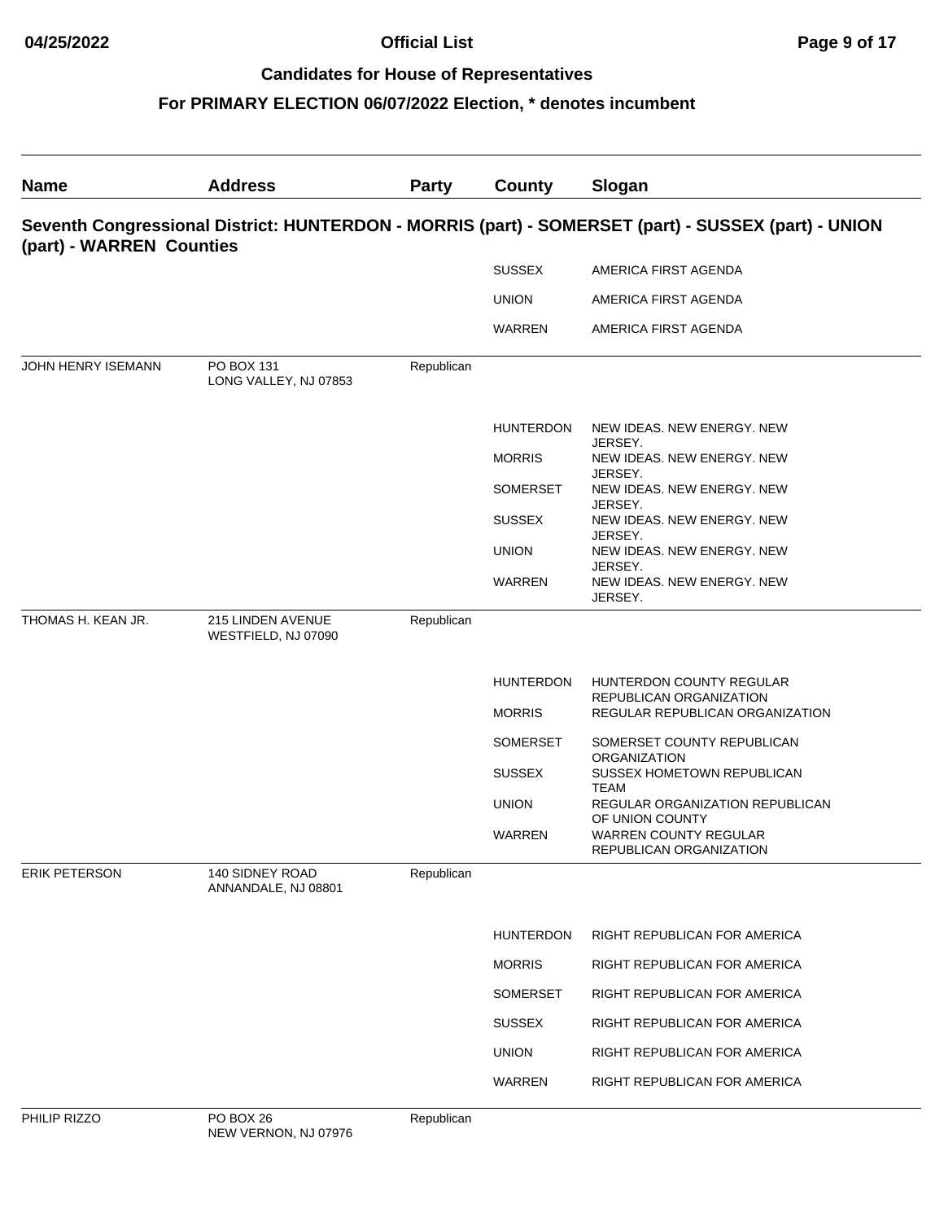# Candidates for House of Representatives

## For PRIMARY ELECTION 06/07/2022 Election, * denotes incumbent

| Name | Address | Party | County | Slogan |
|---|---|---|---|---|
| **Seventh Congressional District: HUNTERDON - MORRIS (part) - SOMERSET (part) - SUSSEX (part) - UNION (part) - WARREN Counties** | | | | |
| | | | SUSSEX | AMERICA FIRST AGENDA |
| | | | UNION | AMERICA FIRST AGENDA |
| | | | WARREN | AMERICA FIRST AGENDA |
| JOHN HENRY ISEMANN | PO BOX 131<br>LONG VALLEY, NJ 07853 | Republican | | |
| | | | HUNTERDON | NEW IDEAS. NEW ENERGY. NEW JERSEY. |
| | | | MORRIS | NEW IDEAS. NEW ENERGY. NEW JERSEY. |
| | | | SOMERSET | NEW IDEAS. NEW ENERGY. NEW JERSEY. |
| | | | SUSSEX | NEW IDEAS. NEW ENERGY. NEW JERSEY. |
| | | | UNION | NEW IDEAS. NEW ENERGY. NEW JERSEY. |
| | | | WARREN | NEW IDEAS. NEW ENERGY. NEW JERSEY. |
| THOMAS H. KEAN JR. | 215 LINDEN AVENUE<br>WESTFIELD, NJ 07090 | Republican | | |
| | | | HUNTERDON | HUNTERDON COUNTY REGULAR REPUBLICAN ORGANIZATION |
| | | | MORRIS | REGULAR REPUBLICAN ORGANIZATION |
| | | | SOMERSET | SOMERSET COUNTY REPUBLICAN ORGANIZATION |
| | | | SUSSEX | SUSSEX HOMETOWN REPUBLICAN TEAM |
| | | | UNION | REGULAR ORGANIZATION REPUBLICAN OF UNION COUNTY |
| | | | WARREN | WARREN COUNTY REGULAR REPUBLICAN ORGANIZATION |
| ERIK PETERSON | 140 SIDNEY ROAD<br>ANNANDALE, NJ 08801 | Republican | | |
| | | | HUNTERDON | RIGHT REPUBLICAN FOR AMERICA |
| | | | MORRIS | RIGHT REPUBLICAN FOR AMERICA |
| | | | SOMERSET | RIGHT REPUBLICAN FOR AMERICA |
| | | | SUSSEX | RIGHT REPUBLICAN FOR AMERICA |
| | | | UNION | RIGHT REPUBLICAN FOR AMERICA |
| | | | WARREN | RIGHT REPUBLICAN FOR AMERICA |
| PHILIP RIZZO | PO BOX 26<br>NEW VERNON, NJ 07976 | Republican | | |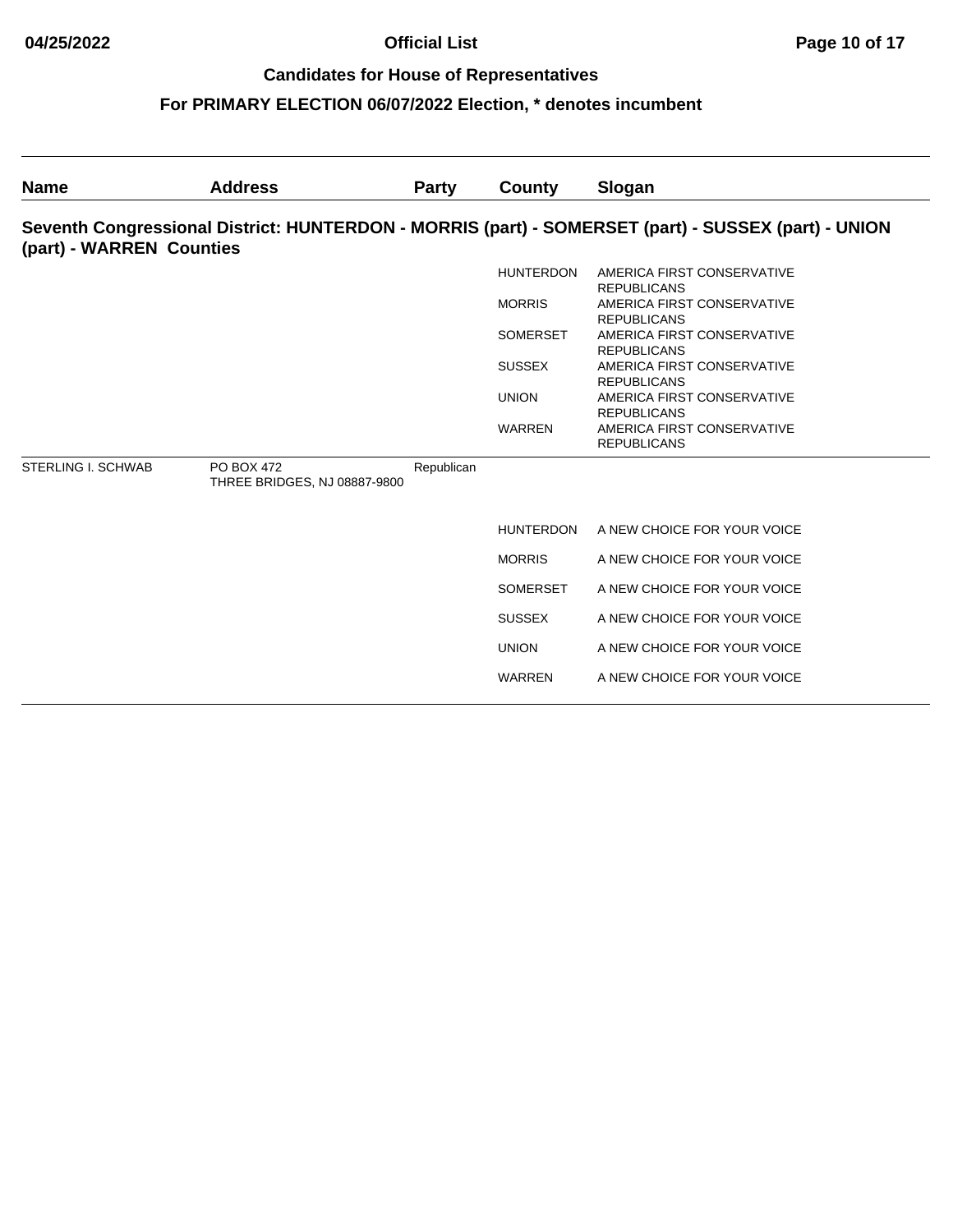## Candidates for House of Representatives

## For PRIMARY ELECTION 06/07/2022 Election, * denotes incumbent

| Name | Address | Party | County | Slogan |
|---|---|---|---|---|

### Seventh Congressional District: HUNTERDON - MORRIS (part) - SOMERSET (part) - SUSSEX (part) - UNION (part) - WARREN Counties

| Name | Address | Party | County | Slogan |
|---|---|---|---|---|
| | | | HUNTERDON | AMERICA FIRST CONSERVATIVE REPUBLICANS |
| | | | MORRIS | AMERICA FIRST CONSERVATIVE REPUBLICANS |
| | | | SOMERSET | AMERICA FIRST CONSERVATIVE REPUBLICANS |
| | | | SUSSEX | AMERICA FIRST CONSERVATIVE REPUBLICANS |
| | | | UNION | AMERICA FIRST CONSERVATIVE REPUBLICANS |
| | | | WARREN | AMERICA FIRST CONSERVATIVE REPUBLICANS |
| STERLING I. SCHWAB | PO BOX 472 THREE BRIDGES, NJ 08887-9800 | Republican | | |
| | | | HUNTERDON | A NEW CHOICE FOR YOUR VOICE |
| | | | MORRIS | A NEW CHOICE FOR YOUR VOICE |
| | | | SOMERSET | A NEW CHOICE FOR YOUR VOICE |
| | | | SUSSEX | A NEW CHOICE FOR YOUR VOICE |
| | | | UNION | A NEW CHOICE FOR YOUR VOICE |
| | | | WARREN | A NEW CHOICE FOR YOUR VOICE |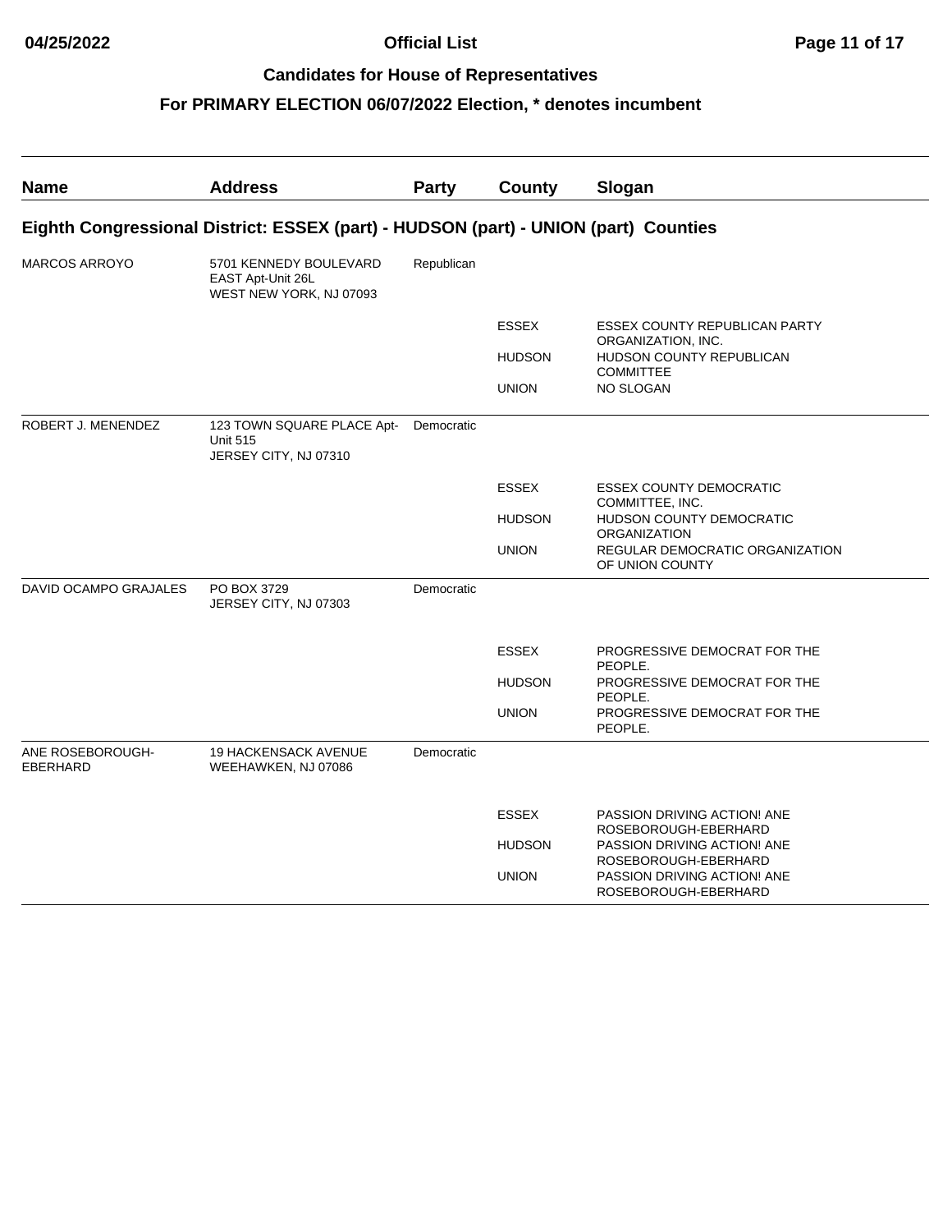# Candidates for House of Representatives

## For PRIMARY ELECTION 06/07/2022 Election, * denotes incumbent

| Name | Address | Party | County | Slogan |
|---|---|---|---|---|

### Eighth Congressional District: ESSEX (part) - HUDSON (part) - UNION (part) Counties

| Name | Address | Party | County | Slogan |
|---|---|---|---|---|
| MARCOS ARROYO | 5701 KENNEDY BOULEVARD EAST Apt-Unit 26L WEST NEW YORK, NJ 07093 | Republican | | |
| | | | ESSEX | ESSEX COUNTY REPUBLICAN PARTY ORGANIZATION, INC. |
| | | | HUDSON | HUDSON COUNTY REPUBLICAN COMMITTEE |
| | | | UNION | NO SLOGAN |
| ROBERT J. MENENDEZ | 123 TOWN SQUARE PLACE Apt-Unit 515 JERSEY CITY, NJ 07310 | Democratic | | |
| | | | ESSEX | ESSEX COUNTY DEMOCRATIC COMMITTEE, INC. |
| | | | HUDSON | HUDSON COUNTY DEMOCRATIC ORGANIZATION |
| | | | UNION | REGULAR DEMOCRATIC ORGANIZATION OF UNION COUNTY |
| DAVID OCAMPO GRAJALES | PO BOX 3729 JERSEY CITY, NJ 07303 | Democratic | | |
| | | | ESSEX | PROGRESSIVE DEMOCRAT FOR THE PEOPLE. |
| | | | HUDSON | PROGRESSIVE DEMOCRAT FOR THE PEOPLE. |
| | | | UNION | PROGRESSIVE DEMOCRAT FOR THE PEOPLE. |
| ANE ROSEBOROUGH-EBERHARD | 19 HACKENSACK AVENUE WEEHAWKEN, NJ 07086 | Democratic | | |
| | | | ESSEX | PASSION DRIVING ACTION! ANE ROSEBOROUGH-EBERHARD |
| | | | HUDSON | PASSION DRIVING ACTION! ANE ROSEBOROUGH-EBERHARD |
| | | | UNION | PASSION DRIVING ACTION! ANE ROSEBOROUGH-EBERHARD |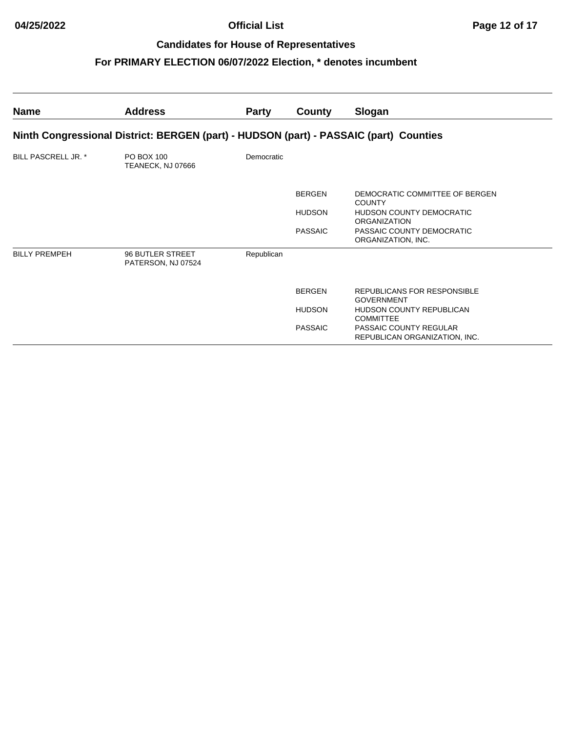## Candidates for House of Representatives

## For PRIMARY ELECTION 06/07/2022 Election, * denotes incumbent

| Name | Address | Party | County | Slogan |
|---|---|---|---|---|
| **Ninth Congressional District: BERGEN (part) - HUDSON (part) - PASSAIC (part) Counties** | | | | |
| BILL PASCRELL JR. * | PO BOX 100<br>TEANECK, NJ 07666 | Democratic | | |
| | | | BERGEN | DEMOCRATIC COMMITTEE OF BERGEN COUNTY |
| | | | HUDSON | HUDSON COUNTY DEMOCRATIC ORGANIZATION |
| | | | PASSAIC | PASSAIC COUNTY DEMOCRATIC ORGANIZATION, INC. |
| BILLY PREMPEH | 96 BUTLER STREET<br>PATERSON, NJ 07524 | Republican | | |
| | | | BERGEN | REPUBLICANS FOR RESPONSIBLE GOVERNMENT |
| | | | HUDSON | HUDSON COUNTY REPUBLICAN COMMITTEE |
| | | | PASSAIC | PASSAIC COUNTY REGULAR REPUBLICAN ORGANIZATION, INC. |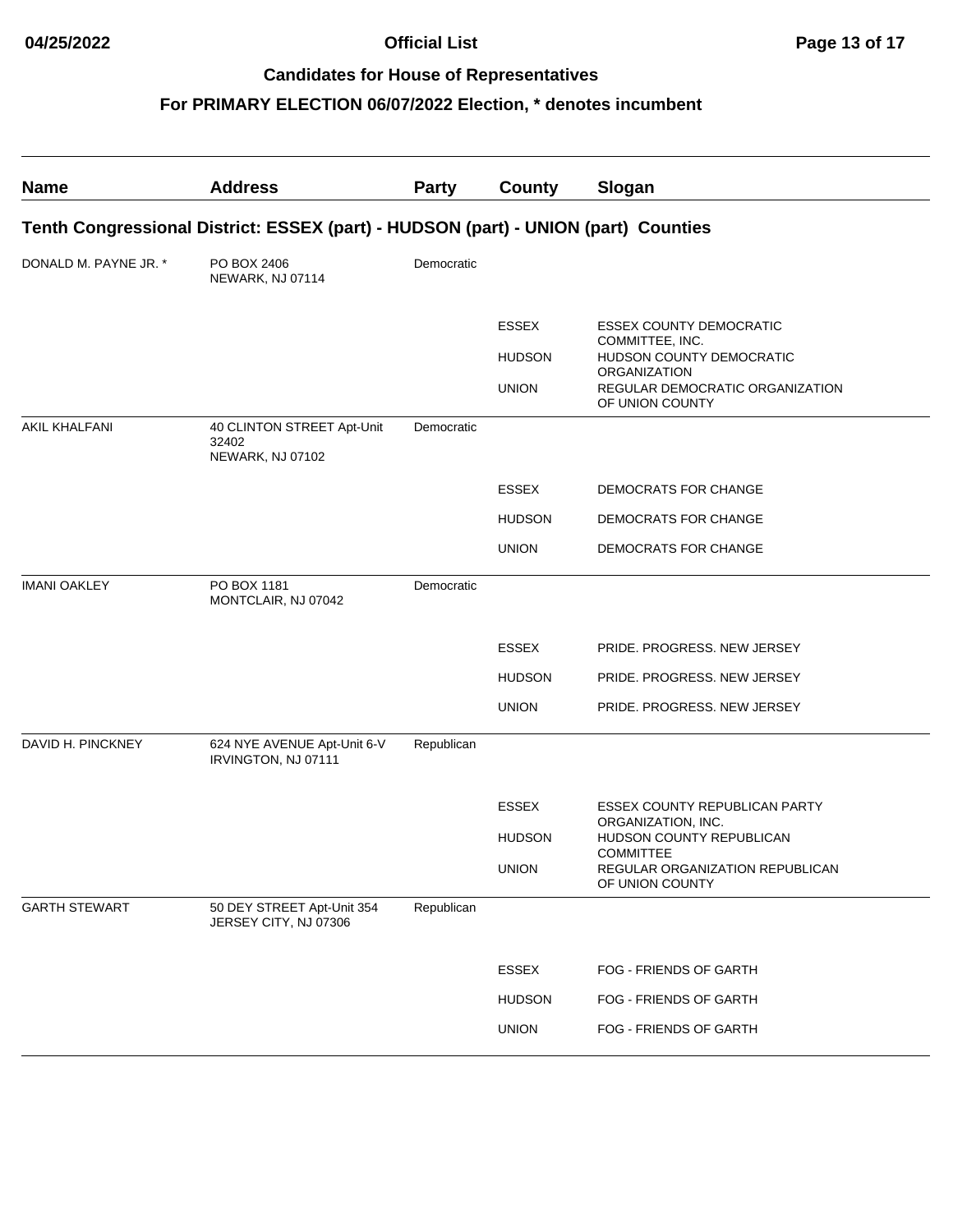# Candidates for House of Representatives

## For PRIMARY ELECTION 06/07/2022 Election, * denotes incumbent

| Name | Address | Party | County | Slogan |
|---|---|---|---|---|
| **Tenth Congressional District: ESSEX (part) - HUDSON (part) - UNION (part) Counties** | | | | |
| DONALD M. PAYNE JR. * | PO BOX 2406 NEWARK, NJ 07114 | Democratic | | |
| | | | ESSEX | ESSEX COUNTY DEMOCRATIC COMMITTEE, INC. |
| | | | HUDSON | HUDSON COUNTY DEMOCRATIC ORGANIZATION |
| | | | UNION | REGULAR DEMOCRATIC ORGANIZATION OF UNION COUNTY |
| AKIL KHALFANI | 40 CLINTON STREET Apt-Unit 32402 NEWARK, NJ 07102 | Democratic | | |
| | | | ESSEX | DEMOCRATS FOR CHANGE |
| | | | HUDSON | DEMOCRATS FOR CHANGE |
| | | | UNION | DEMOCRATS FOR CHANGE |
| IMANI OAKLEY | PO BOX 1181 MONTCLAIR, NJ 07042 | Democratic | | |
| | | | ESSEX | PRIDE. PROGRESS. NEW JERSEY |
| | | | HUDSON | PRIDE. PROGRESS. NEW JERSEY |
| | | | UNION | PRIDE. PROGRESS. NEW JERSEY |
| DAVID H. PINCKNEY | 624 NYE AVENUE Apt-Unit 6-V IRVINGTON, NJ 07111 | Republican | | |
| | | | ESSEX | ESSEX COUNTY REPUBLICAN PARTY ORGANIZATION, INC. |
| | | | HUDSON | HUDSON COUNTY REPUBLICAN COMMITTEE |
| | | | UNION | REGULAR ORGANIZATION REPUBLICAN OF UNION COUNTY |
| GARTH STEWART | 50 DEY STREET Apt-Unit 354 JERSEY CITY, NJ 07306 | Republican | | |
| | | | ESSEX | FOG - FRIENDS OF GARTH |
| | | | HUDSON | FOG - FRIENDS OF GARTH |
| | | | UNION | FOG - FRIENDS OF GARTH |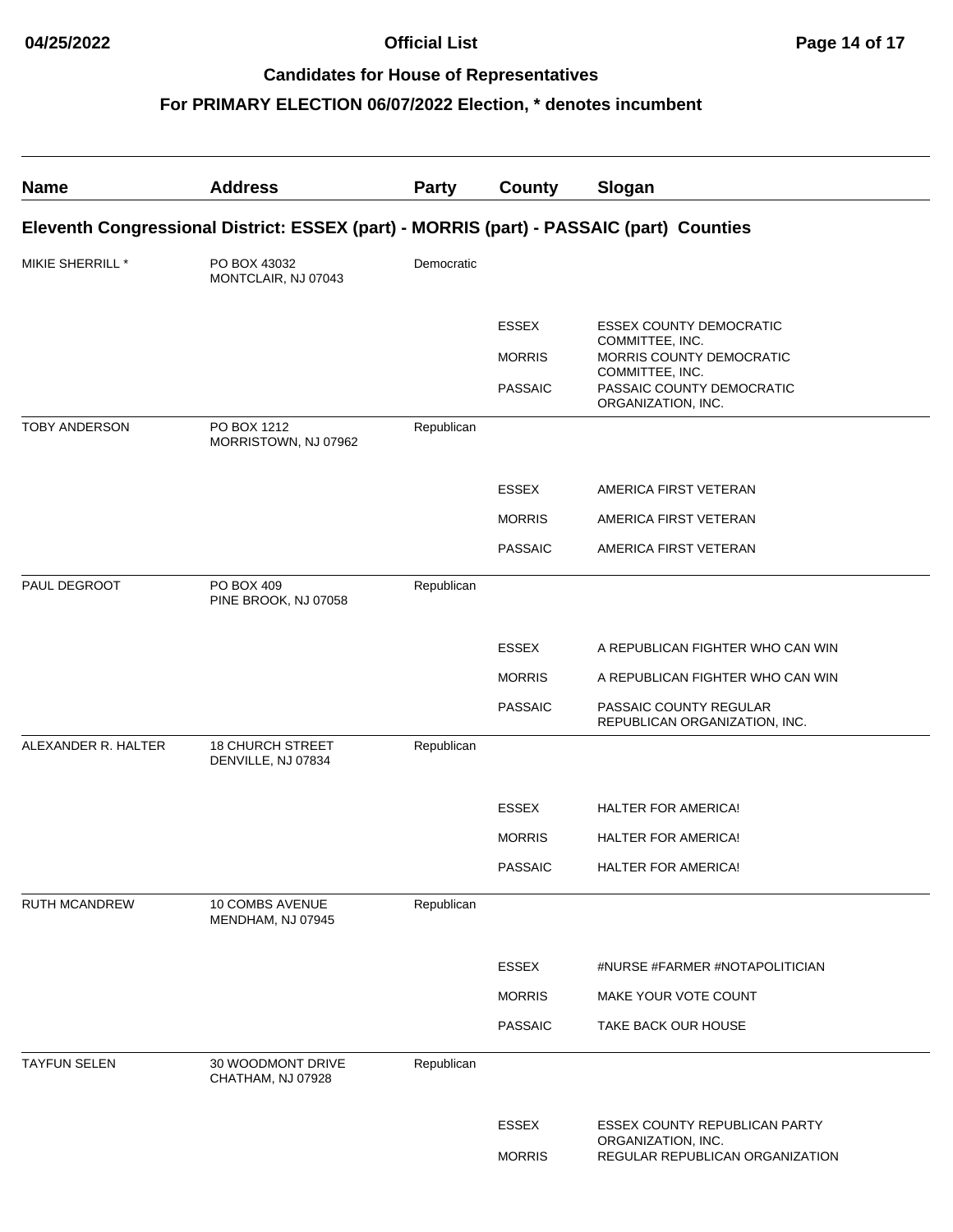# Official List

## Candidates for House of Representatives

## For PRIMARY ELECTION 06/07/2022 Election, * denotes incumbent

### Eleventh Congressional District: ESSEX (part) - MORRIS (part) - PASSAIC (part) Counties

| Name | Address | Party | County | Slogan |
|---|---|---|---|---|
| MIKIE SHERRILL * | PO BOX 43032 MONTCLAIR, NJ 07043 | Democratic | | |
| | | | ESSEX | ESSEX COUNTY DEMOCRATIC COMMITTEE, INC. |
| | | | MORRIS | MORRIS COUNTY DEMOCRATIC COMMITTEE, INC. |
| | | | PASSAIC | PASSAIC COUNTY DEMOCRATIC ORGANIZATION, INC. |
| TOBY ANDERSON | PO BOX 1212 MORRISTOWN, NJ 07962 | Republican | | |
| | | | ESSEX | AMERICA FIRST VETERAN |
| | | | MORRIS | AMERICA FIRST VETERAN |
| | | | PASSAIC | AMERICA FIRST VETERAN |
| PAUL DEGROOT | PO BOX 409 PINE BROOK, NJ 07058 | Republican | | |
| | | | ESSEX | A REPUBLICAN FIGHTER WHO CAN WIN |
| | | | MORRIS | A REPUBLICAN FIGHTER WHO CAN WIN |
| | | | PASSAIC | PASSAIC COUNTY REGULAR REPUBLICAN ORGANIZATION, INC. |
| ALEXANDER R. HALTER | 18 CHURCH STREET DENVILLE, NJ 07834 | Republican | | |
| | | | ESSEX | HALTER FOR AMERICA! |
| | | | MORRIS | HALTER FOR AMERICA! |
| | | | PASSAIC | HALTER FOR AMERICA! |
| RUTH MCANDREW | 10 COMBS AVENUE MENDHAM, NJ 07945 | Republican | | |
| | | | ESSEX | #NURSE #FARMER #NOTAPOLITICIAN |
| | | | MORRIS | MAKE YOUR VOTE COUNT |
| | | | PASSAIC | TAKE BACK OUR HOUSE |
| TAYFUN SELEN | 30 WOODMONT DRIVE CHATHAM, NJ 07928 | Republican | | |
| | | | ESSEX | ESSEX COUNTY REPUBLICAN PARTY ORGANIZATION, INC. |
| | | | MORRIS | REGULAR REPUBLICAN ORGANIZATION |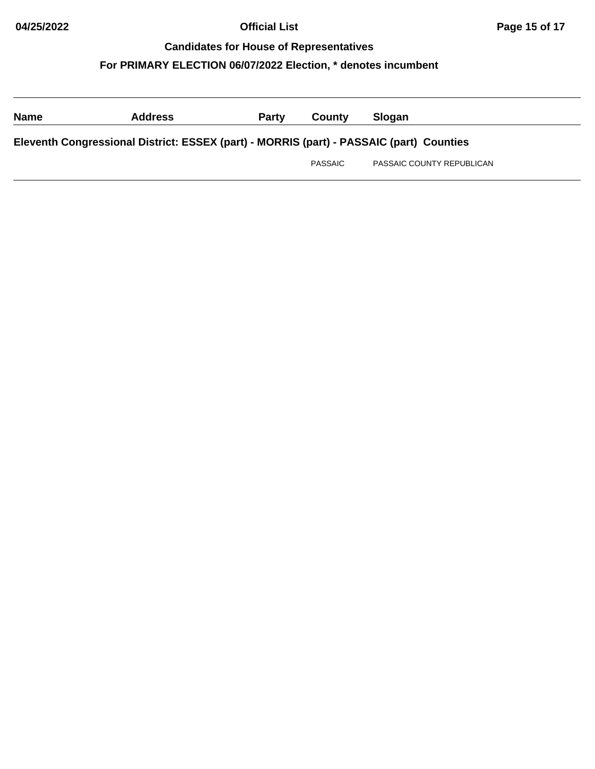## Candidates for House of Representatives

### For PRIMARY ELECTION 06/07/2022 Election, * denotes incumbent

| Name | Address | Party | County | Slogan |
|---|---|---|---|---|
| **Eleventh Congressional District: ESSEX (part) - MORRIS (part) - PASSAIC (part) Counties** | | | | |
| | | | PASSAIC | PASSAIC COUNTY REPUBLICAN |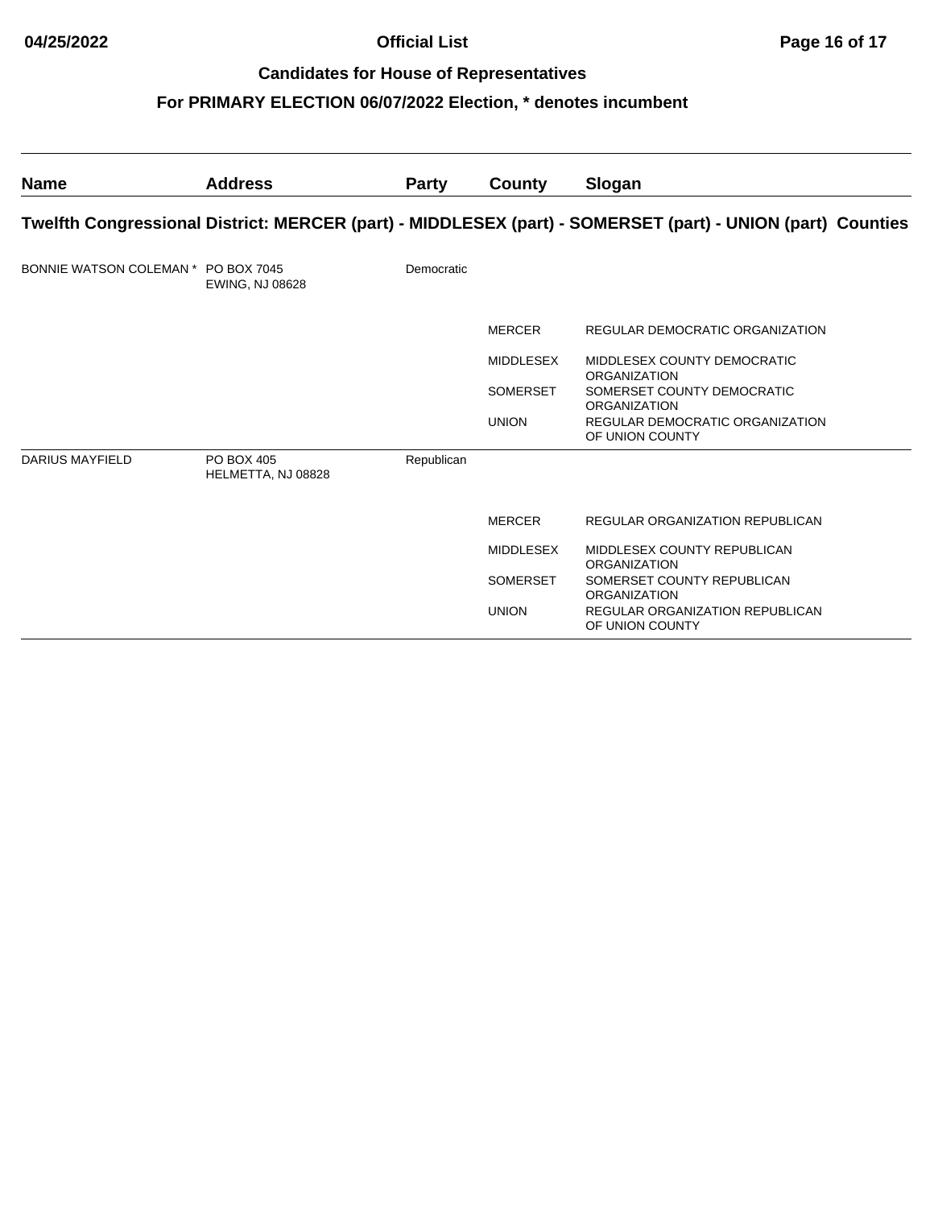**Official List**

**Candidates for House of Representatives**

**For PRIMARY ELECTION 06/07/2022 Election, * denotes incumbent**

| Name | Address | Party | County | Slogan |
|---|---|---|---|---|
| **Twelfth Congressional District: MERCER (part) - MIDDLESEX (part) - SOMERSET (part) - UNION (part) Counties** | | | | |
| BONNIE WATSON COLEMAN * | PO BOX 7045 EWING, NJ 08628 | Democratic | | |
| | | | MERCER | REGULAR DEMOCRATIC ORGANIZATION |
| | | | MIDDLESEX | MIDDLESEX COUNTY DEMOCRATIC ORGANIZATION |
| | | | SOMERSET | SOMERSET COUNTY DEMOCRATIC ORGANIZATION |
| | | | UNION | REGULAR DEMOCRATIC ORGANIZATION OF UNION COUNTY |
| DARIUS MAYFIELD | PO BOX 405 HELMETTA, NJ 08828 | Republican | | |
| | | | MERCER | REGULAR ORGANIZATION REPUBLICAN |
| | | | MIDDLESEX | MIDDLESEX COUNTY REPUBLICAN ORGANIZATION |
| | | | SOMERSET | SOMERSET COUNTY REPUBLICAN ORGANIZATION |
| | | | UNION | REGULAR ORGANIZATION REPUBLICAN OF UNION COUNTY |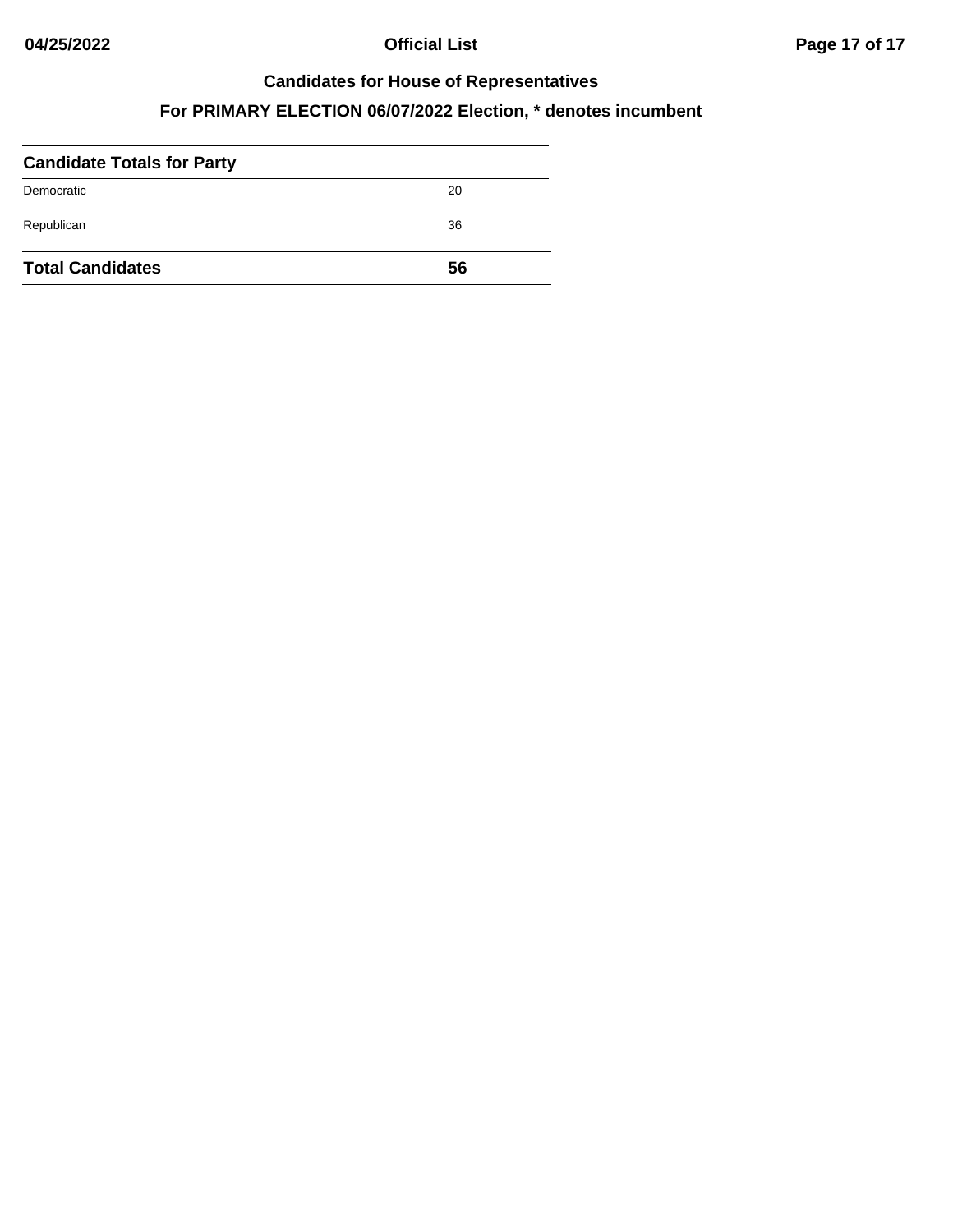# Candidates for House of Representatives

## For PRIMARY ELECTION 06/07/2022 Election, * denotes incumbent

| Candidate Totals for Party | |
|---|---|
| Democratic | 20 |
| Republican | 36 |
| **Total Candidates** | **56** |